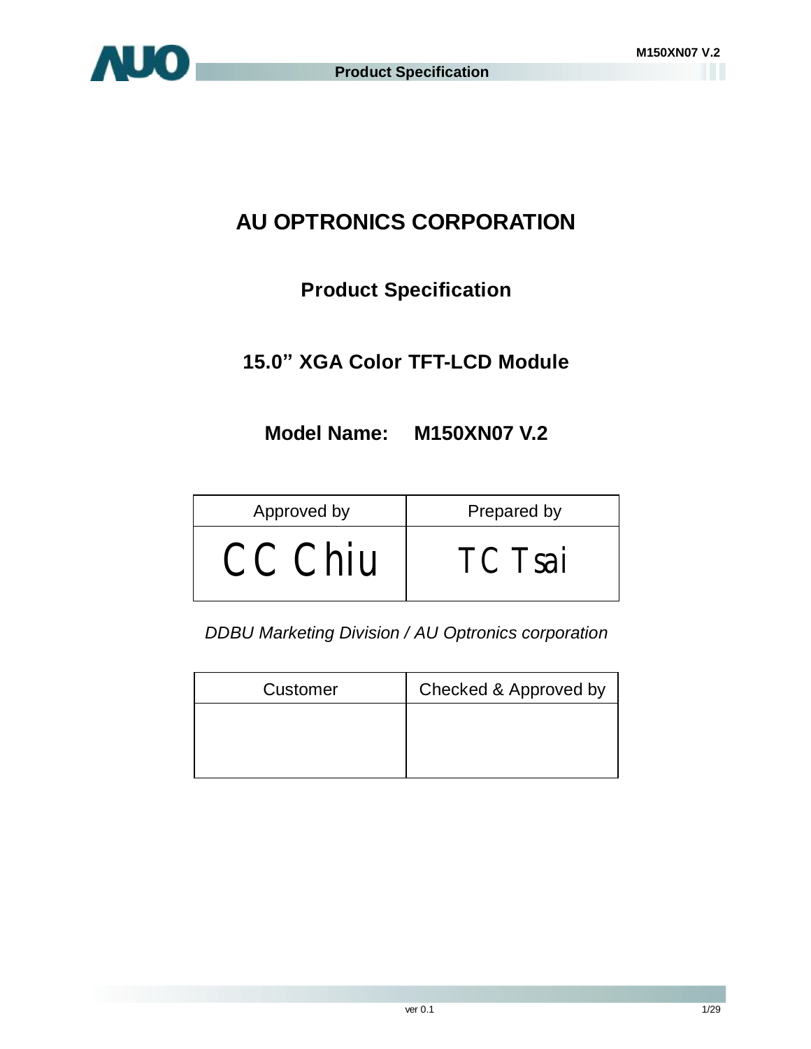# AU OPTRONICS CORPORATION

## Product Specification

## 15.0" XGA Color TFT-LCD Module

## Model Name: M150XN07 V.2

| Approved by | Prepared by |
| --- | --- |
| CC Chiu | TC Tsai |

*DDBU Marketing Division / AU Optronics corporation*

| Customer | Checked & Approved by |
| --- | --- |
| | |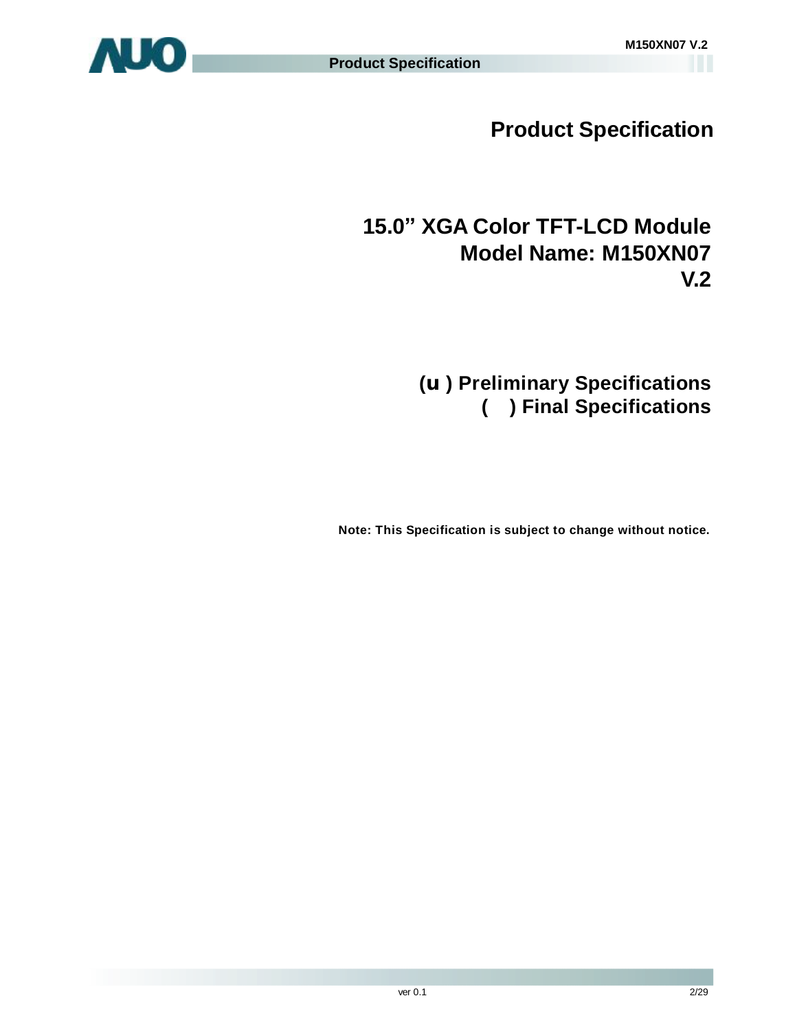# Product Specification

## 15.0" XGA Color TFT-LCD Module
## Model Name: M150XN07 V.2

**(u ) Preliminary Specifications**
**( ) Final Specifications**

**Note: This Specification is subject to change without notice.**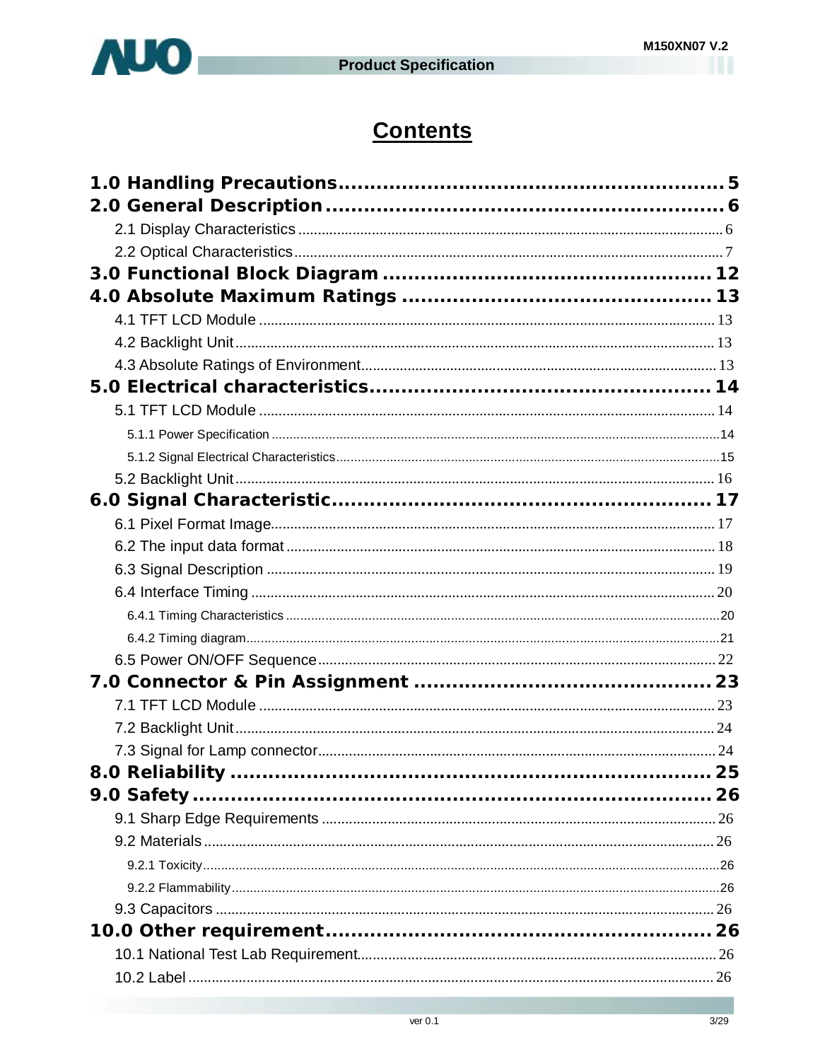# Contents

**1.0 Handling Precautions** .......... 5

**2.0 General Description** .......... 6

- 2.1 Display Characteristics .......... 6
- 2.2 Optical Characteristics .......... 7

**3.0 Functional Block Diagram** .......... 12

**4.0 Absolute Maximum Ratings** .......... 13

- 4.1 TFT LCD Module .......... 13
- 4.2 Backlight Unit .......... 13
- 4.3 Absolute Ratings of Environment .......... 13

**5.0 Electrical characteristics** .......... 14

- 5.1 TFT LCD Module .......... 14
  - 5.1.1 Power Specification .......... 14
  - 5.1.2 Signal Electrical Characteristics .......... 15
- 5.2 Backlight Unit .......... 16

**6.0 Signal Characteristic** .......... 17

- 6.1 Pixel Format Image .......... 17
- 6.2 The input data format .......... 18
- 6.3 Signal Description .......... 19
- 6.4 Interface Timing .......... 20
  - 6.4.1 Timing Characteristics .......... 20
  - 6.4.2 Timing diagram .......... 21
- 6.5 Power ON/OFF Sequence .......... 22

**7.0 Connector & Pin Assignment** .......... 23

- 7.1 TFT LCD Module .......... 23
- 7.2 Backlight Unit .......... 24
- 7.3 Signal for Lamp connector .......... 24

**8.0 Reliability** .......... 25

**9.0 Safety** .......... 26

- 9.1 Sharp Edge Requirements .......... 26
- 9.2 Materials .......... 26
  - 9.2.1 Toxicity .......... 26
  - 9.2.2 Flammability .......... 26
- 9.3 Capacitors .......... 26

**10.0 Other requirement** .......... 26

- 10.1 National Test Lab Requirement .......... 26
- 10.2 Label .......... 26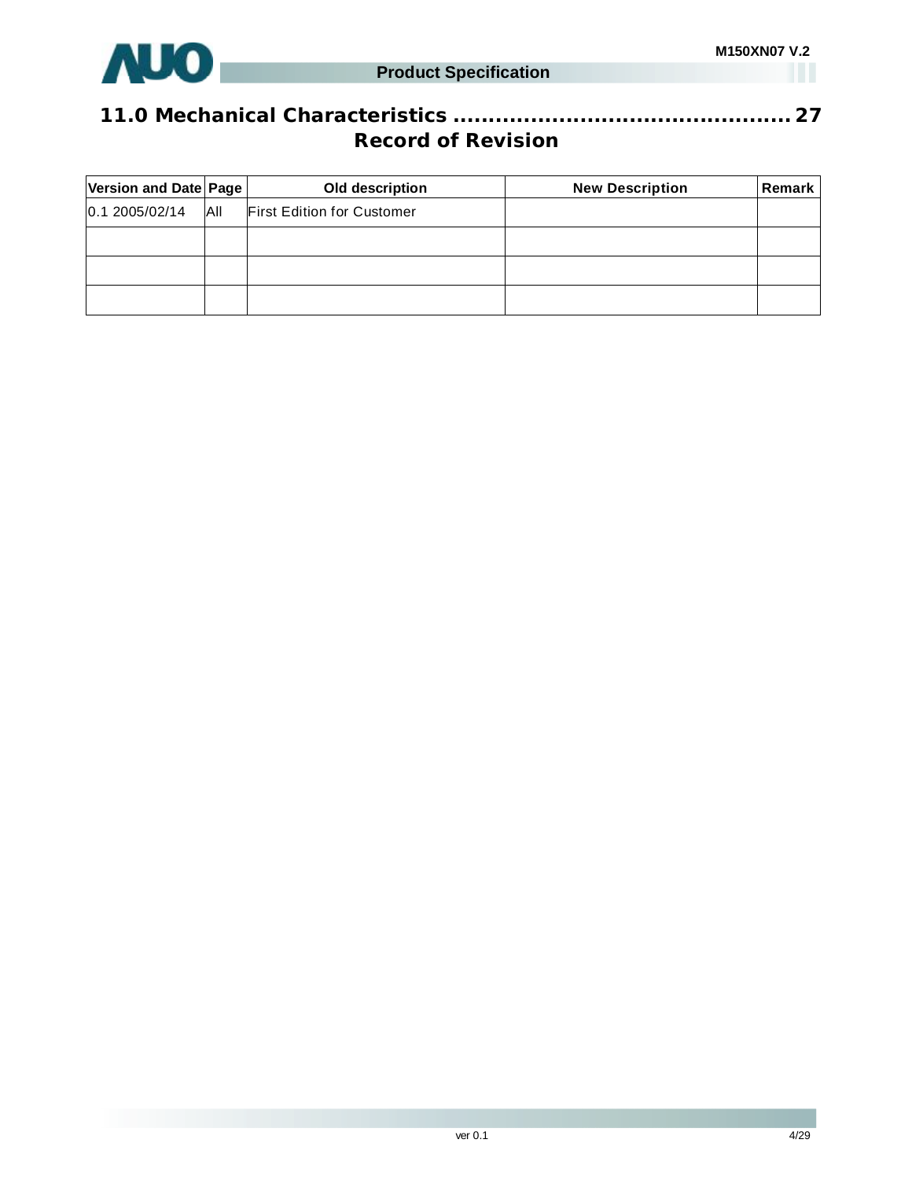**11.0 Mechanical Characteristics .............................................. 27**

## Record of Revision

| Version and Date | Page | Old description | New Description | Remark |
|---|---|---|---|---|
| 0.1 2005/02/14 | All | First Edition for Customer | | |
| | | | | |
| | | | | |
| | | | | |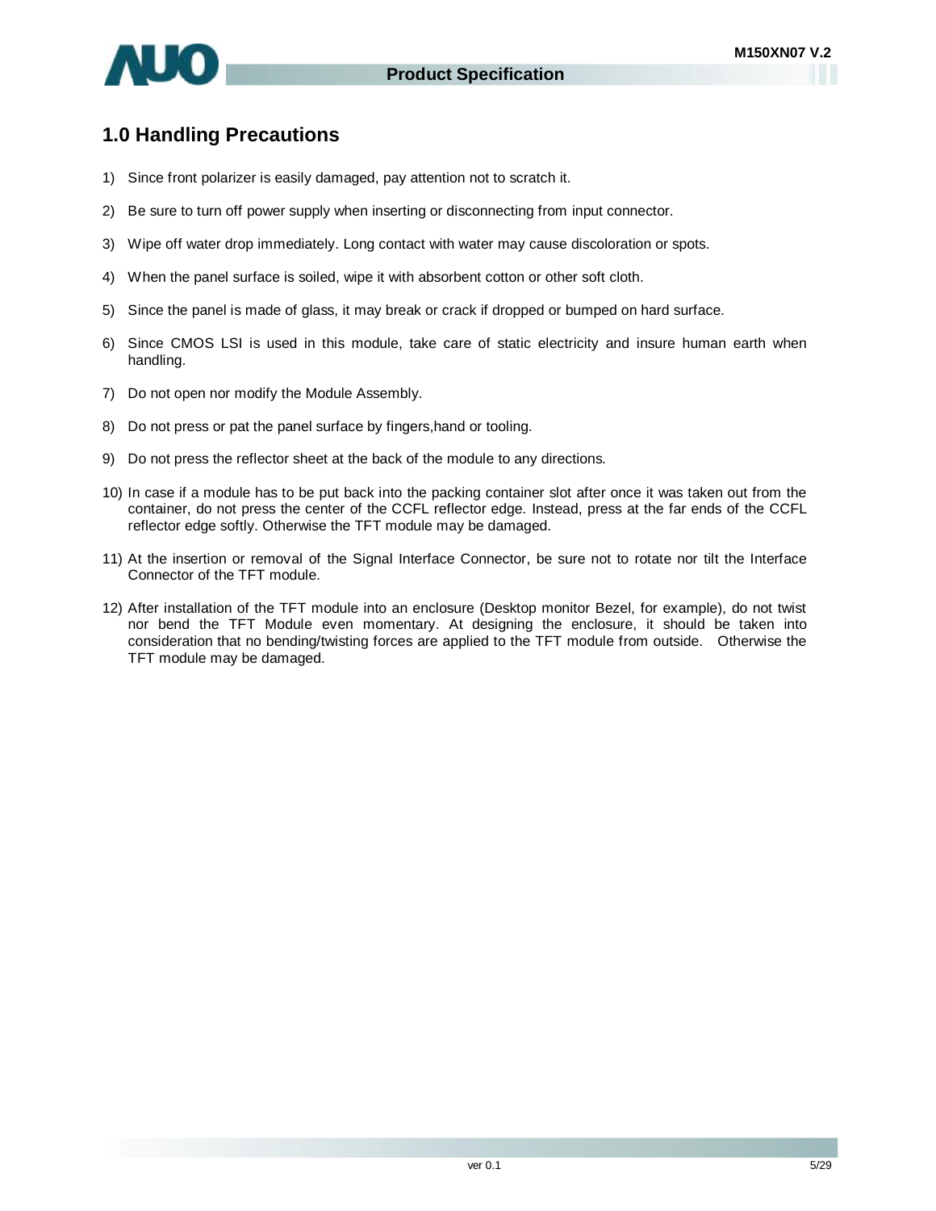## 1.0 Handling Precautions

1) Since front polarizer is easily damaged, pay attention not to scratch it.
2) Be sure to turn off power supply when inserting or disconnecting from input connector.
3) Wipe off water drop immediately. Long contact with water may cause discoloration or spots.
4) When the panel surface is soiled, wipe it with absorbent cotton or other soft cloth.
5) Since the panel is made of glass, it may break or crack if dropped or bumped on hard surface.
6) Since CMOS LSI is used in this module, take care of static electricity and insure human earth when handling.
7) Do not open nor modify the Module Assembly.
8) Do not press or pat the panel surface by fingers,hand or tooling.
9) Do not press the reflector sheet at the back of the module to any directions.
10) In case if a module has to be put back into the packing container slot after once it was taken out from the container, do not press the center of the CCFL reflector edge. Instead, press at the far ends of the CCFL reflector edge softly. Otherwise the TFT module may be damaged.
11) At the insertion or removal of the Signal Interface Connector, be sure not to rotate nor tilt the Interface Connector of the TFT module.
12) After installation of the TFT module into an enclosure (Desktop monitor Bezel, for example), do not twist nor bend the TFT Module even momentary. At designing the enclosure, it should be taken into consideration that no bending/twisting forces are applied to the TFT module from outside. Otherwise the TFT module may be damaged.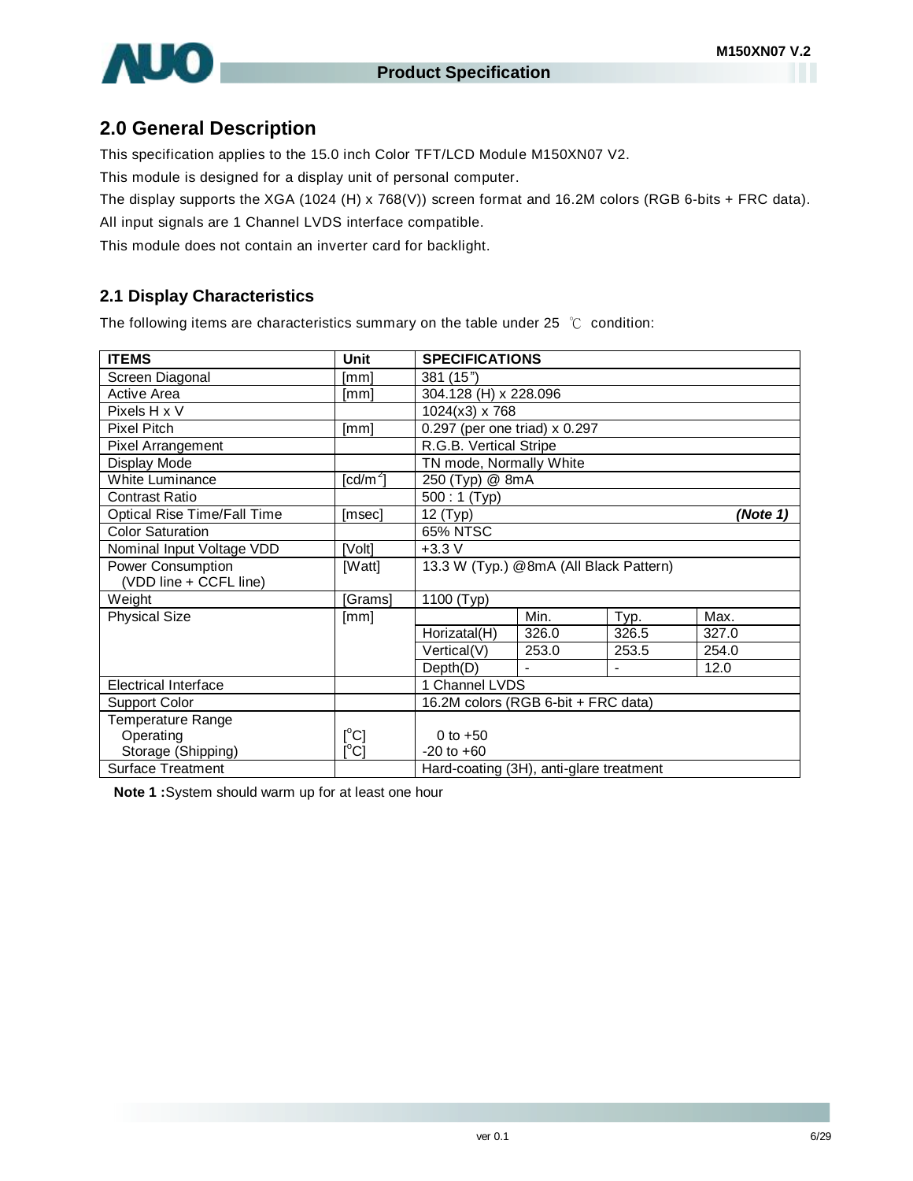## 2.0 General Description

This specification applies to the 15.0 inch Color TFT/LCD Module M150XN07 V2.

This module is designed for a display unit of personal computer.

The display supports the XGA (1024 (H) x 768(V)) screen format and 16.2M colors (RGB 6-bits + FRC data).

All input signals are 1 Channel LVDS interface compatible.

This module does not contain an inverter card for backlight.

### 2.1 Display Characteristics

The following items are characteristics summary on the table under 25 ℃ condition:

| ITEMS | Unit | SPECIFICATIONS | | | |
|---|---|---|---|---|---|
| Screen Diagonal | [mm] | 381 (15") | | | |
| Active Area | [mm] | 304.128 (H) x 228.096 | | | |
| Pixels H x V | | 1024(x3) x 768 | | | |
| Pixel Pitch | [mm] | 0.297 (per one triad) x 0.297 | | | |
| Pixel Arrangement | | R.G.B. Vertical Stripe | | | |
| Display Mode | | TN mode, Normally White | | | |
| White Luminance | [cd/m$^2$] | 250 (Typ) @ 8mA | | | |
| Contrast Ratio | | 500 : 1 (Typ) | | | |
| Optical Rise Time/Fall Time | [msec] | 12 (Typ) ***(Note 1)*** | | | |
| Color Saturation | | 65% NTSC | | | |
| Nominal Input Voltage VDD | [Volt] | +3.3 V | | | |
| Power Consumption (VDD line + CCFL line) | [Watt] | 13.3 W (Typ.) @8mA (All Black Pattern) | | | |
| Weight | [Grams] | 1100 (Typ) | | | |
| Physical Size | [mm] | | Min. | Typ. | Max. |
| | | Horizatal(H) | 326.0 | 326.5 | 327.0 |
| | | Vertical(V) | 253.0 | 253.5 | 254.0 |
| | | Depth(D) | - | - | 12.0 |
| Electrical Interface | | 1 Channel LVDS | | | |
| Support Color | | 16.2M colors (RGB 6-bit + FRC data) | | | |
| Temperature Range<br>Operating<br>Storage (Shipping) | <br>[$^o$C]<br>[$^o$C] | <br>0 to +50<br>-20 to +60 | | | |
| Surface Treatment | | Hard-coating (3H), anti-glare treatment | | | |

**Note 1 :**System should warm up for at least one hour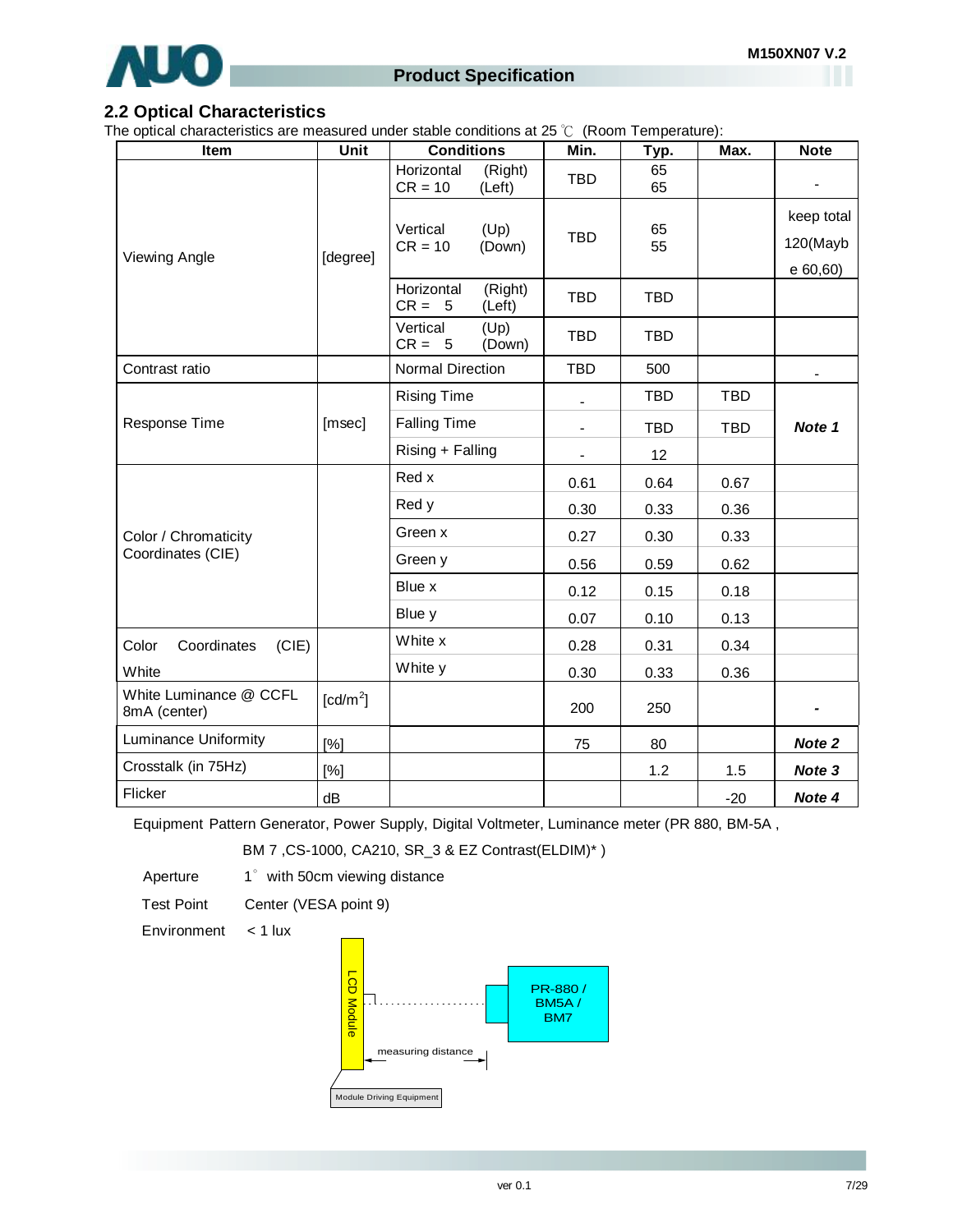## 2.2 Optical Characteristics

The optical characteristics are measured under stable conditions at 25 ℃ (Room Temperature):

| Item | Unit | Conditions | Min. | Typ. | Max. | Note |
|---|---|---|---|---|---|---|
| Viewing Angle | [degree] | Horizontal (Right) CR = 10 (Left) | TBD | 65 65 | | - |
| | | Vertical (Up) CR = 10 (Down) | TBD | 65 55 | | keep total 120(Maybe 60,60) |
| | | Horizontal (Right) CR = 5 (Left) | TBD | TBD | | |
| | | Vertical (Up) CR = 5 (Down) | TBD | TBD | | |
| Contrast ratio | | Normal Direction | TBD | 500 | | - |
| Response Time | [msec] | Rising Time | - | TBD | TBD | ***Note 1*** |
| | | Falling Time | - | TBD | TBD | |
| | | Rising + Falling | - | 12 | | |
| Color / Chromaticity Coordinates (CIE) | | Red x | 0.61 | 0.64 | 0.67 | |
| | | Red y | 0.30 | 0.33 | 0.36 | |
| | | Green x | 0.27 | 0.30 | 0.33 | |
| | | Green y | 0.56 | 0.59 | 0.62 | |
| | | Blue x | 0.12 | 0.15 | 0.18 | |
| | | Blue y | 0.07 | 0.10 | 0.13 | |
| Color Coordinates (CIE) White | | White x | 0.28 | 0.31 | 0.34 | |
| | | White y | 0.30 | 0.33 | 0.36 | |
| White Luminance @ CCFL 8mA (center) | [cd/m²] | | 200 | 250 | | - |
| Luminance Uniformity | [%] | | 75 | 80 | | ***Note 2*** |
| Crosstalk (in 75Hz) | [%] | | | 1.2 | 1.5 | ***Note 3*** |
| Flicker | dB | | | | -20 | ***Note 4*** |

Equipment Pattern Generator, Power Supply, Digital Voltmeter, Luminance meter (PR 880, BM-5A , BM 7 ,CS-1000, CA210, SR_3 & EZ Contrast(ELDIM)* )

Aperture 1° with 50cm viewing distance

Test Point Center (VESA point 9)

Environment < 1 lux

LCD Module

PR-880 / BM5A / BM7

measuring distance

Module Driving Equipment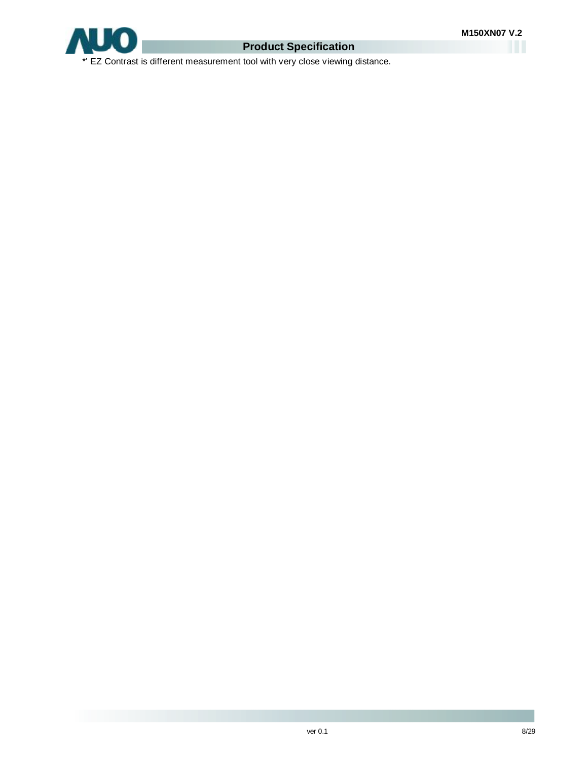*' EZ Contrast is different measurement tool with very close viewing distance.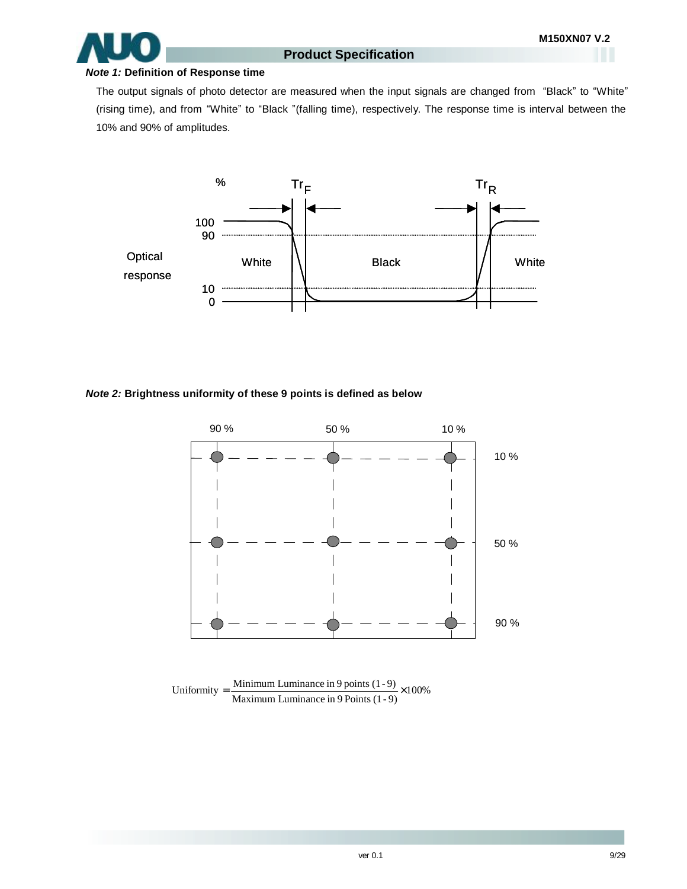***Note 1:*** **Definition of Response time**

The output signals of photo detector are measured when the input signals are changed from "Black" to "White" (rising time), and from "White" to "Black "(falling time), respectively. The response time is interval between the 10% and 90% of amplitudes.

***Note 2:*** **Brightness uniformity of these 9 points is defined as below**

$$\text{Uniformity} = \frac{\text{Minimum Luminance in 9 points (1-9)}}{\text{Maximum Luminance in 9 Points (1-9)}} \times 100\%$$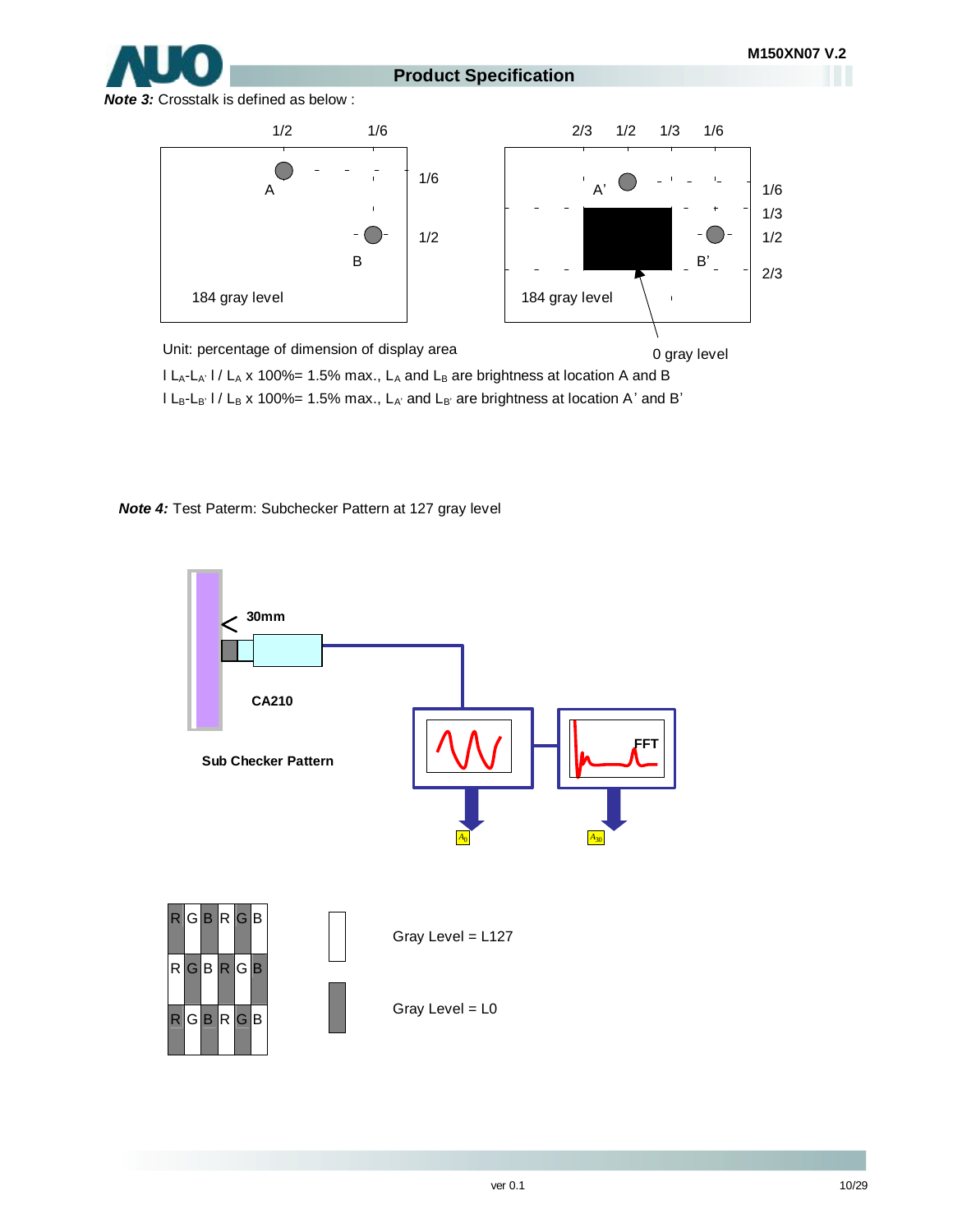***Note 3:*** Crosstalk is defined as below :

Unit: percentage of dimension of display area

184 gray level

0 gray level

I $L_A$-$L_{A'}$ I / $L_A$ x 100%= 1.5% max., $L_A$ and $L_B$ are brightness at location A and B

I $L_B$-$L_{B'}$ I / $L_B$ x 100%= 1.5% max., $L_{A'}$ and $L_{B'}$ are brightness at location A' and B'

***Note 4:*** Test Paterm: Subchecker Pattern at 127 gray level

30mm

CA210

Sub Checker Pattern

FFT

$A_0$

$A_{30}$

Gray Level = L127

Gray Level = L0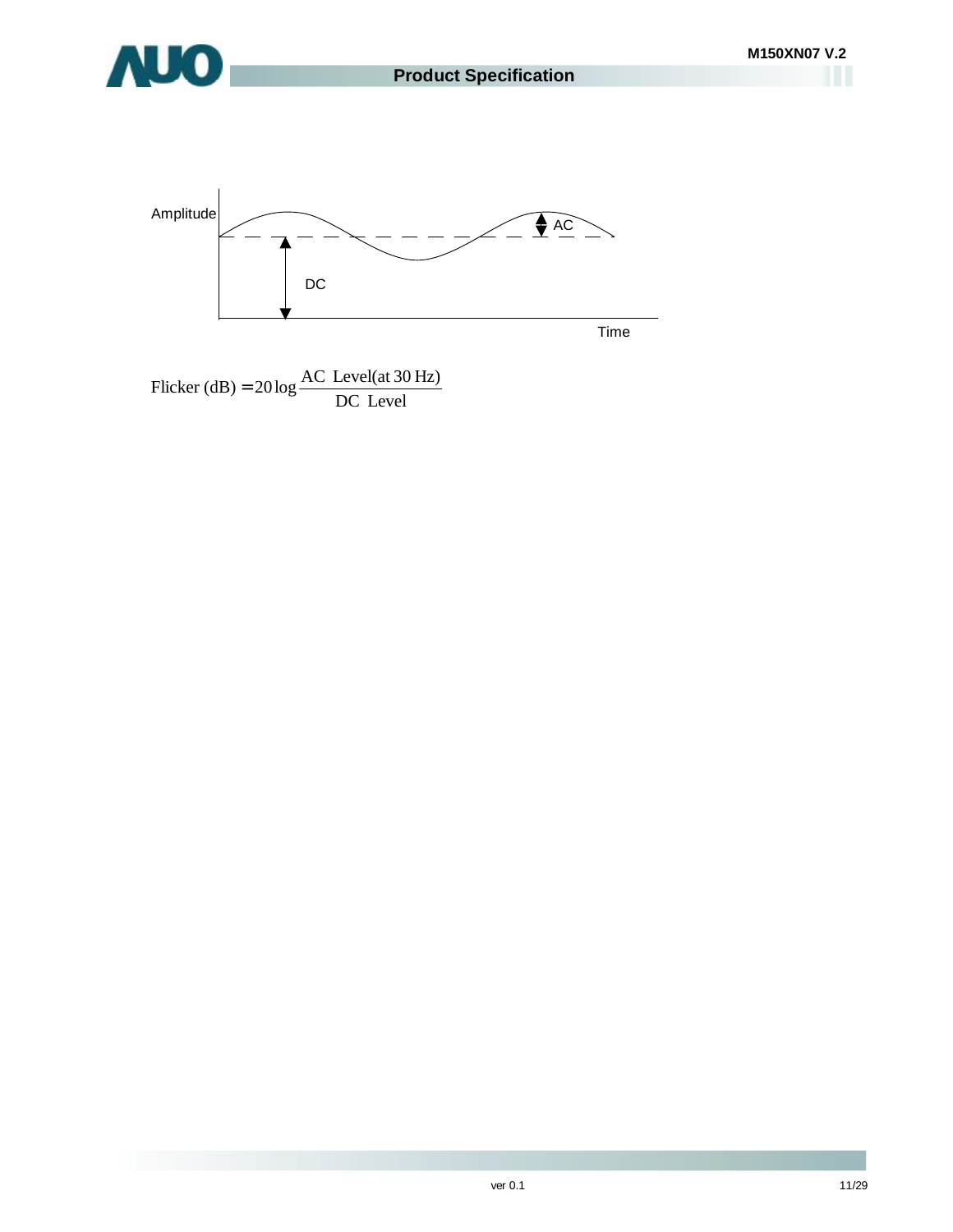Amplitude

AC

DC

Time

$$\text{Flicker (dB)} = 20\log\frac{\text{AC Level(at 30 Hz)}}{\text{DC Level}}$$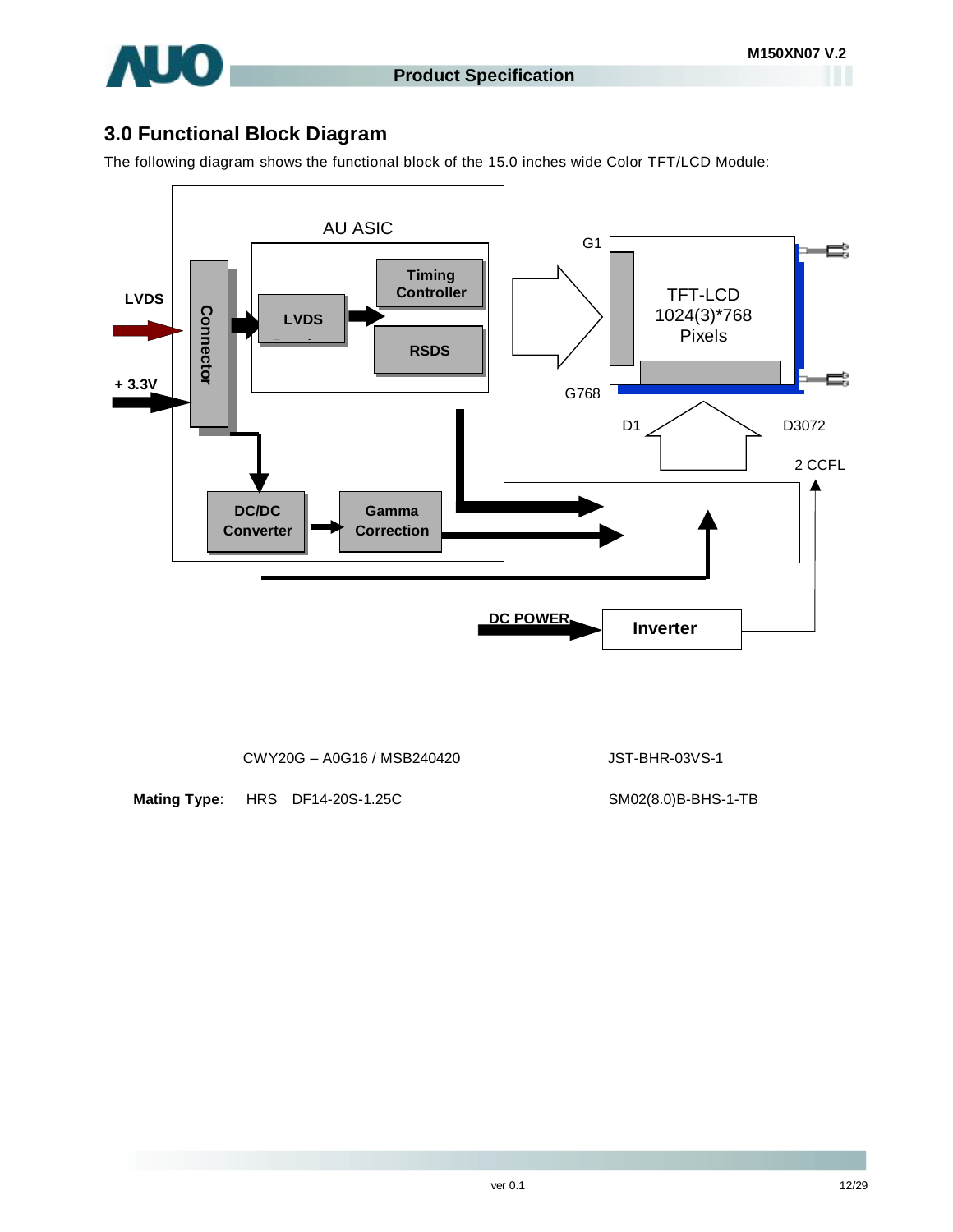## 3.0 Functional Block Diagram

The following diagram shows the functional block of the 15.0 inches wide Color TFT/LCD Module:

LVDS

+ 3.3V

Connector

AU ASIC

LVDS

Timing Controller

RSDS

DC/DC Converter

Gamma Correction

G1

G768

TFT-LCD 1024(3)*768 Pixels

D1

D3072

2 CCFL

DC POWER

Inverter

CWY20G – A0G16 / MSB240420 JST-BHR-03VS-1

**Mating Type**: HRS DF14-20S-1.25C SM02(8.0)B-BHS-1-TB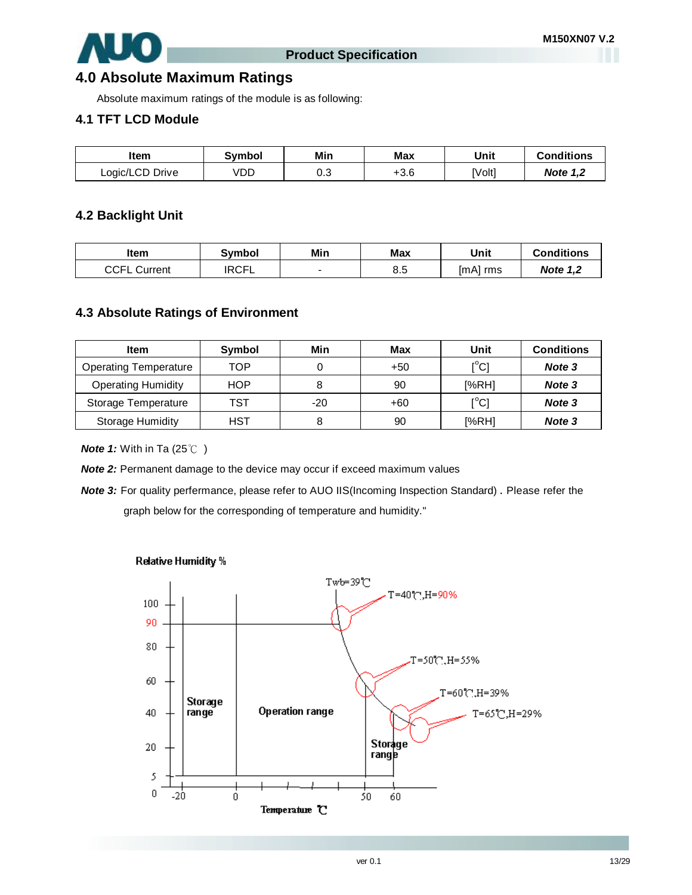# 4.0 Absolute Maximum Ratings

Absolute maximum ratings of the module is as following:

## 4.1 TFT LCD Module

| Item | Symbol | Min | Max | Unit | Conditions |
|---|---|---|---|---|---|
| Logic/LCD Drive | VDD | 0.3 | +3.6 | [Volt] | ***Note 1,2*** |

## 4.2 Backlight Unit

| Item | Symbol | Min | Max | Unit | Conditions |
|---|---|---|---|---|---|
| CCFL Current | IRCFL | - | 8.5 | [mA] rms | ***Note 1,2*** |

## 4.3 Absolute Ratings of Environment

| Item | Symbol | Min | Max | Unit | Conditions |
|---|---|---|---|---|---|
| Operating Temperature | TOP | 0 | +50 | [°C] | ***Note 3*** |
| Operating Humidity | HOP | 8 | 90 | [%RH] | ***Note 3*** |
| Storage Temperature | TST | -20 | +60 | [°C] | ***Note 3*** |
| Storage Humidity | HST | 8 | 90 | [%RH] | ***Note 3*** |

***Note 1:*** With in Ta (25℃ )

***Note 2:*** Permanent damage to the device may occur if exceed maximum values

***Note 3:*** For quality perfermance, please refer to AUO IIS(Incoming Inspection Standard) . Please refer the graph below for the corresponding of temperature and humidity."

Relative Humidity %

Twb=39℃

T=40℃,H=90%

T=50℃,H=55%

T=60℃,H=39%

T=65℃,H=29%

Storage range

Operation range

Storage range

Temperature ℃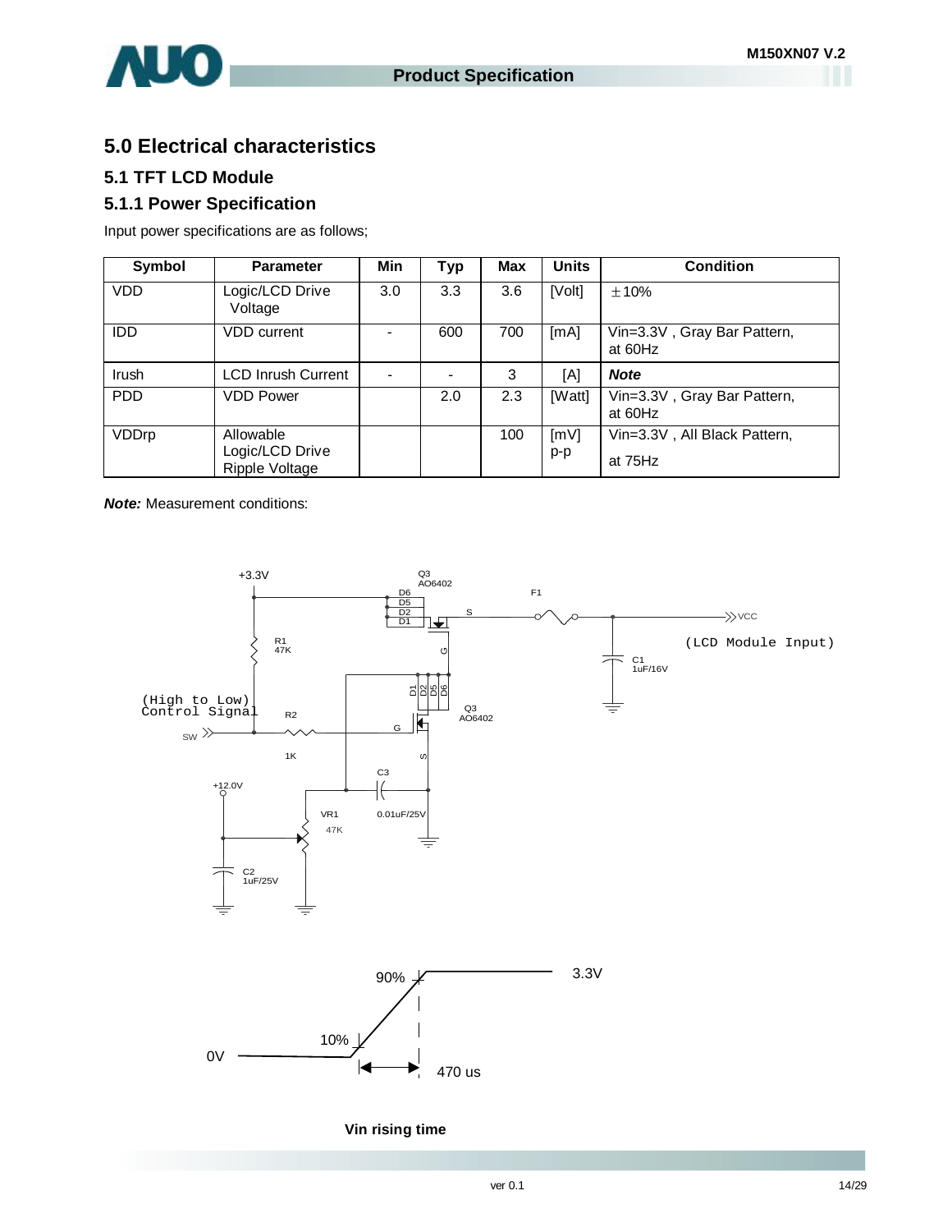# 5.0 Electrical characteristics

## 5.1 TFT LCD Module

### 5.1.1 Power Specification

Input power specifications are as follows;

| Symbol | Parameter | Min | Typ | Max | Units | Condition |
|---|---|---|---|---|---|---|
| VDD | Logic/LCD Drive Voltage | 3.0 | 3.3 | 3.6 | [Volt] | ±10% |
| IDD | VDD current | - | 600 | 700 | [mA] | Vin=3.3V , Gray Bar Pattern, at 60Hz |
| Irush | LCD Inrush Current | - | - | 3 | [A] | ***Note*** |
| PDD | VDD Power | | 2.0 | 2.3 | [Watt] | Vin=3.3V , Gray Bar Pattern, at 60Hz |
| VDDrp | Allowable Logic/LCD Drive Ripple Voltage | | | 100 | [mV] p-p | Vin=3.3V , All Black Pattern, at 75Hz |

***Note:*** Measurement conditions:

+3.3V, Q3 AO6402, D6 D5 D2 D1, S, F1, VCC, (LCD Module Input), R1 47K, G, C1 1uF/16V, (High to Low) Control Signal, SW, R2 1K, Q3 AO6402, C3 0.01uF/25V, +12.0V, VR1 47K, C2 1uF/25V

90%, 3.3V, 10%, 0V, 470 us

**Vin rising time**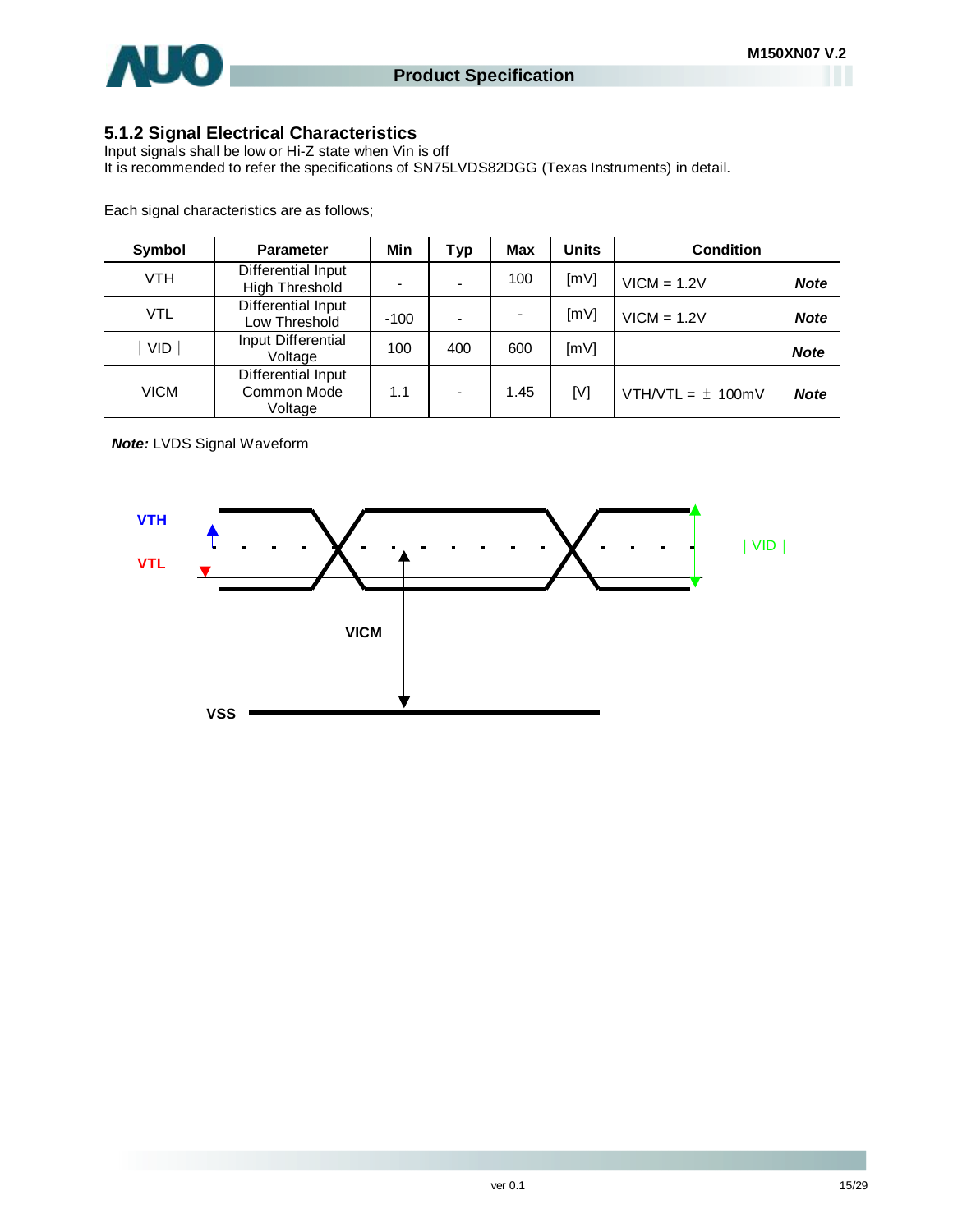### 5.1.2 Signal Electrical Characteristics

Input signals shall be low or Hi-Z state when Vin is off
It is recommended to refer the specifications of SN75LVDS82DGG (Texas Instruments) in detail.

Each signal characteristics are as follows;

| Symbol | Parameter | Min | Typ | Max | Units | Condition |
|---|---|---|---|---|---|---|
| VTH | Differential Input High Threshold | - | - | 100 | [mV] | VICM = 1.2V ***Note*** |
| VTL | Differential Input Low Threshold | -100 | - | - | [mV] | VICM = 1.2V ***Note*** |
| ∣VID∣ | Input Differential Voltage | 100 | 400 | 600 | [mV] | ***Note*** |
| VICM | Differential Input Common Mode Voltage | 1.1 | - | 1.45 | [V] | VTH/VTL = ± 100mV ***Note*** |

***Note:*** LVDS Signal Waveform

VTH
VTL
∣VID∣
VICM
VSS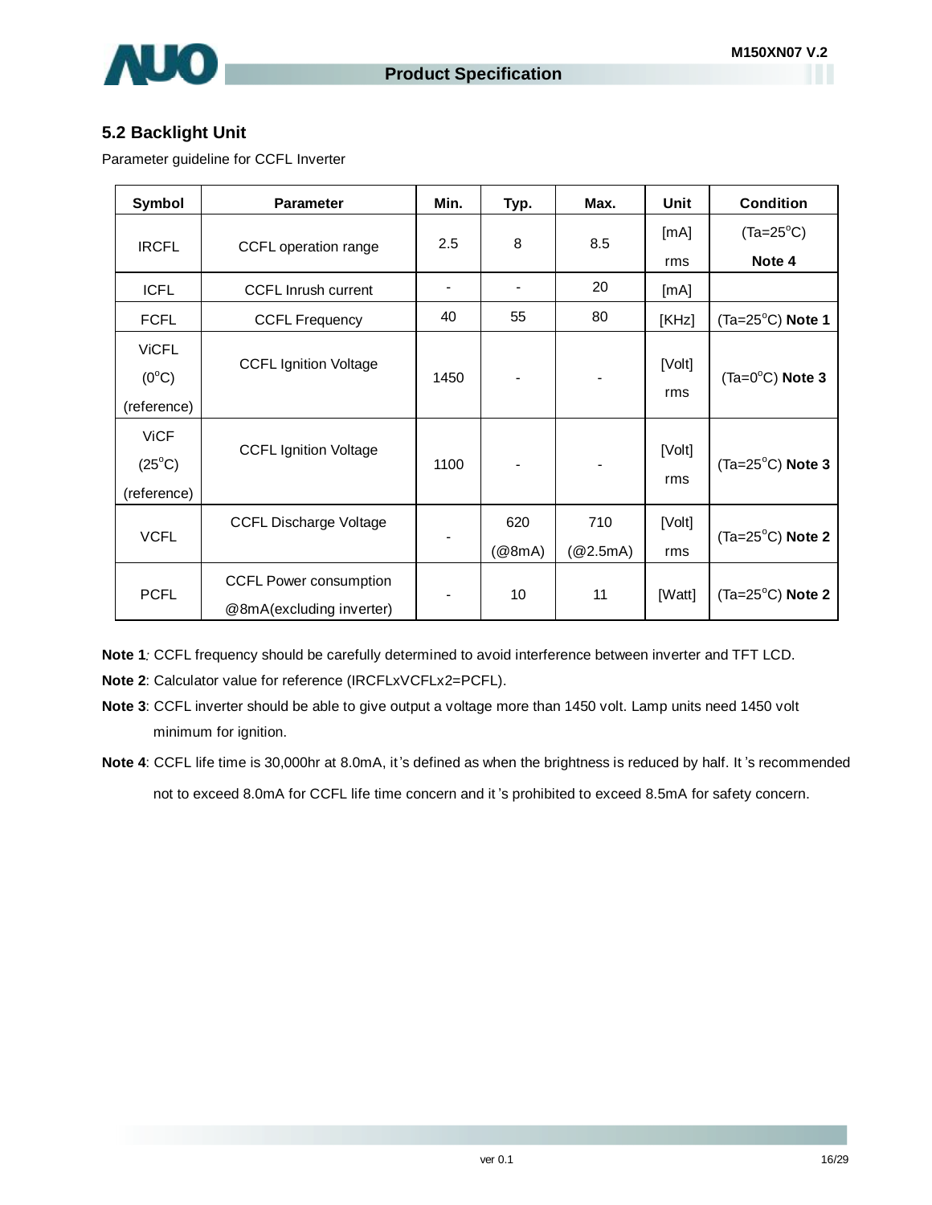## 5.2 Backlight Unit

Parameter guideline for CCFL Inverter

| Symbol | Parameter | Min. | Typ. | Max. | Unit | Condition |
|---|---|---|---|---|---|---|
| IRCFL | CCFL operation range | 2.5 | 8 | 8.5 | [mA] rms | (Ta=25°C) **Note 4** |
| ICFL | CCFL Inrush current | - | - | 20 | [mA] | |
| FCFL | CCFL Frequency | 40 | 55 | 80 | [KHz] | (Ta=25°C) **Note 1** |
| ViCFL (0°C) (reference) | CCFL Ignition Voltage | 1450 | - | - | [Volt] rms | (Ta=0°C) **Note 3** |
| ViCF (25°C) (reference) | CCFL Ignition Voltage | 1100 | - | - | [Volt] rms | (Ta=25°C) **Note 3** |
| VCFL | CCFL Discharge Voltage | - | 620 (@8mA) | 710 (@2.5mA) | [Volt] rms | (Ta=25°C) **Note 2** |
| PCFL | CCFL Power consumption @8mA(excluding inverter) | - | 10 | 11 | [Watt] | (Ta=25°C) **Note 2** |

**Note 1**: CCFL frequency should be carefully determined to avoid interference between inverter and TFT LCD.

**Note 2**: Calculator value for reference (IRCFLxVCFLx2=PCFL).

**Note 3**: CCFL inverter should be able to give output a voltage more than 1450 volt. Lamp units need 1450 volt minimum for ignition.

**Note 4**: CCFL life time is 30,000hr at 8.0mA, it's defined as when the brightness is reduced by half. It's recommended not to exceed 8.0mA for CCFL life time concern and it's prohibited to exceed 8.5mA for safety concern.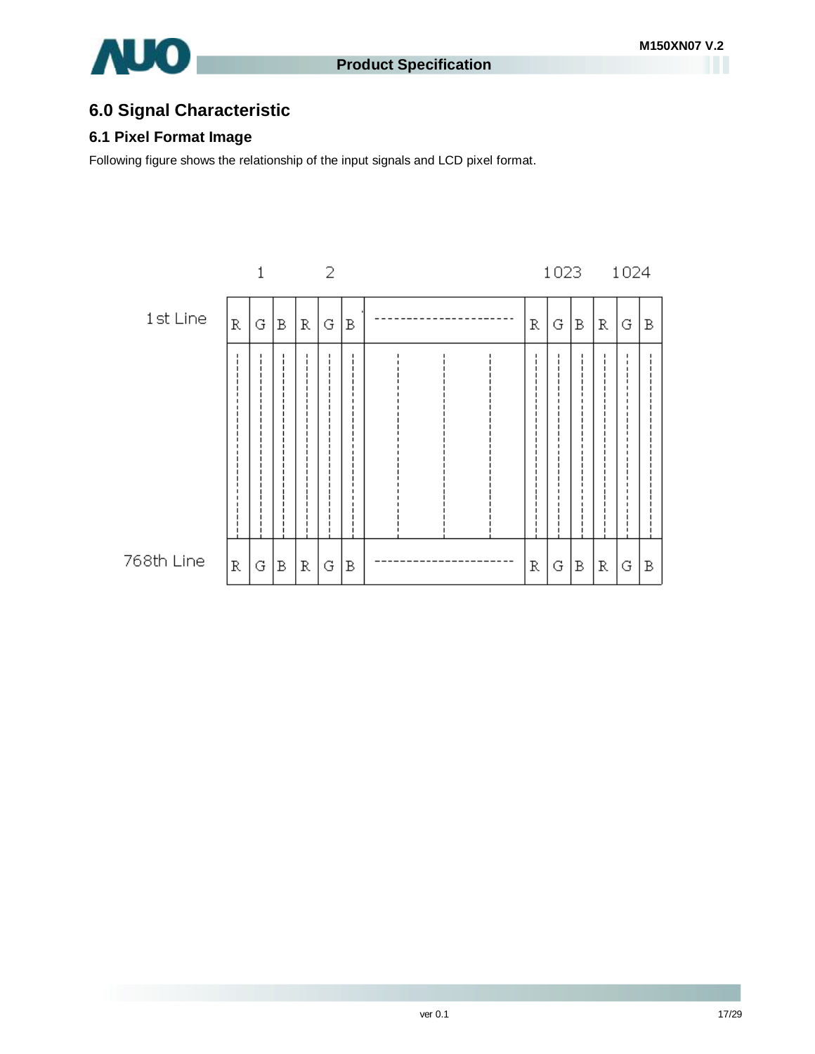# 6.0 Signal Characteristic

## 6.1 Pixel Format Image

Following figure shows the relationship of the input signals and LCD pixel format.

| | 1 | | | 2 | | | | 1023 | | | 1024 | | |
|---|---|---|---|---|---|---|---|---|---|---|---|---|---|
| 1st Line | R | G | B | R | G | B | ------------------ | R | G | B | R | G | B |
| 768th Line | R | G | B | R | G | B | ------------------ | R | G | B | R | G | B |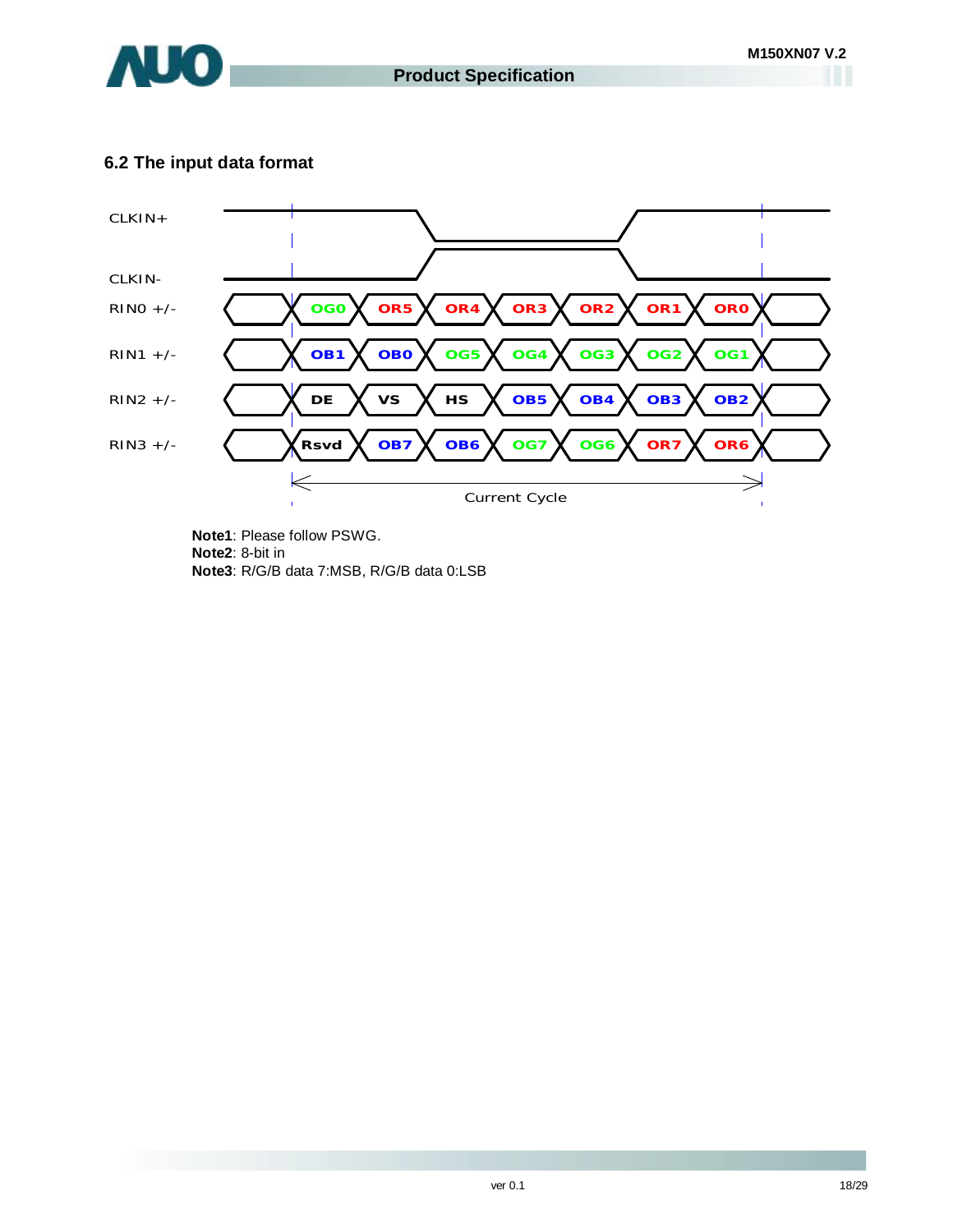## 6.2 The input data format

| | | | | | | | |
|---|---|---|---|---|---|---|---|
| RIN0 +/- | OG0 | OR5 | OR4 | OR3 | OR2 | OR1 | OR0 |
| RIN1 +/- | OB1 | OB0 | OG5 | OG4 | OG3 | OG2 | OG1 |
| RIN2 +/- | DE | VS | HS | OB5 | OB4 | OB3 | OB2 |
| RIN3 +/- | Rsvd | OB7 | OB6 | OG7 | OG6 | OR7 | OR6 |

CLKIN+

CLKIN-

Current Cycle

**Note1**: Please follow PSWG.
**Note2**: 8-bit in
**Note3**: R/G/B data 7:MSB, R/G/B data 0:LSB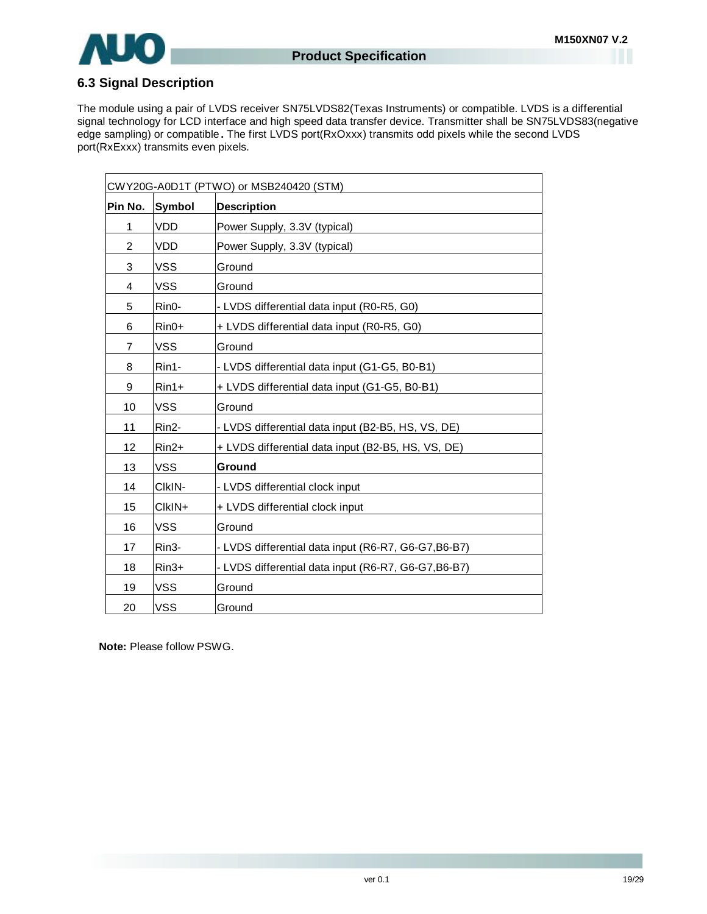## 6.3 Signal Description

The module using a pair of LVDS receiver SN75LVDS82(Texas Instruments) or compatible. LVDS is a differential signal technology for LCD interface and high speed data transfer device. Transmitter shall be SN75LVDS83(negative edge sampling) or compatible**.** The first LVDS port(RxOxxx) transmits odd pixels while the second LVDS port(RxExxx) transmits even pixels.

| CWY20G-A0D1T (PTWO) or MSB240420 (STM) | | |
|---|---|---|
| **Pin No.** | **Symbol** | **Description** |
| 1 | VDD | Power Supply, 3.3V (typical) |
| 2 | VDD | Power Supply, 3.3V (typical) |
| 3 | VSS | Ground |
| 4 | VSS | Ground |
| 5 | Rin0- | - LVDS differential data input (R0-R5, G0) |
| 6 | Rin0+ | + LVDS differential data input (R0-R5, G0) |
| 7 | VSS | Ground |
| 8 | Rin1- | - LVDS differential data input (G1-G5, B0-B1) |
| 9 | Rin1+ | + LVDS differential data input (G1-G5, B0-B1) |
| 10 | VSS | Ground |
| 11 | Rin2- | - LVDS differential data input (B2-B5, HS, VS, DE) |
| 12 | Rin2+ | + LVDS differential data input (B2-B5, HS, VS, DE) |
| 13 | VSS | **Ground** |
| 14 | ClkIN- | - LVDS differential clock input |
| 15 | ClkIN+ | + LVDS differential clock input |
| 16 | VSS | Ground |
| 17 | Rin3- | - LVDS differential data input (R6-R7, G6-G7,B6-B7) |
| 18 | Rin3+ | - LVDS differential data input (R6-R7, G6-G7,B6-B7) |
| 19 | VSS | Ground |
| 20 | VSS | Ground |

**Note:** Please follow PSWG.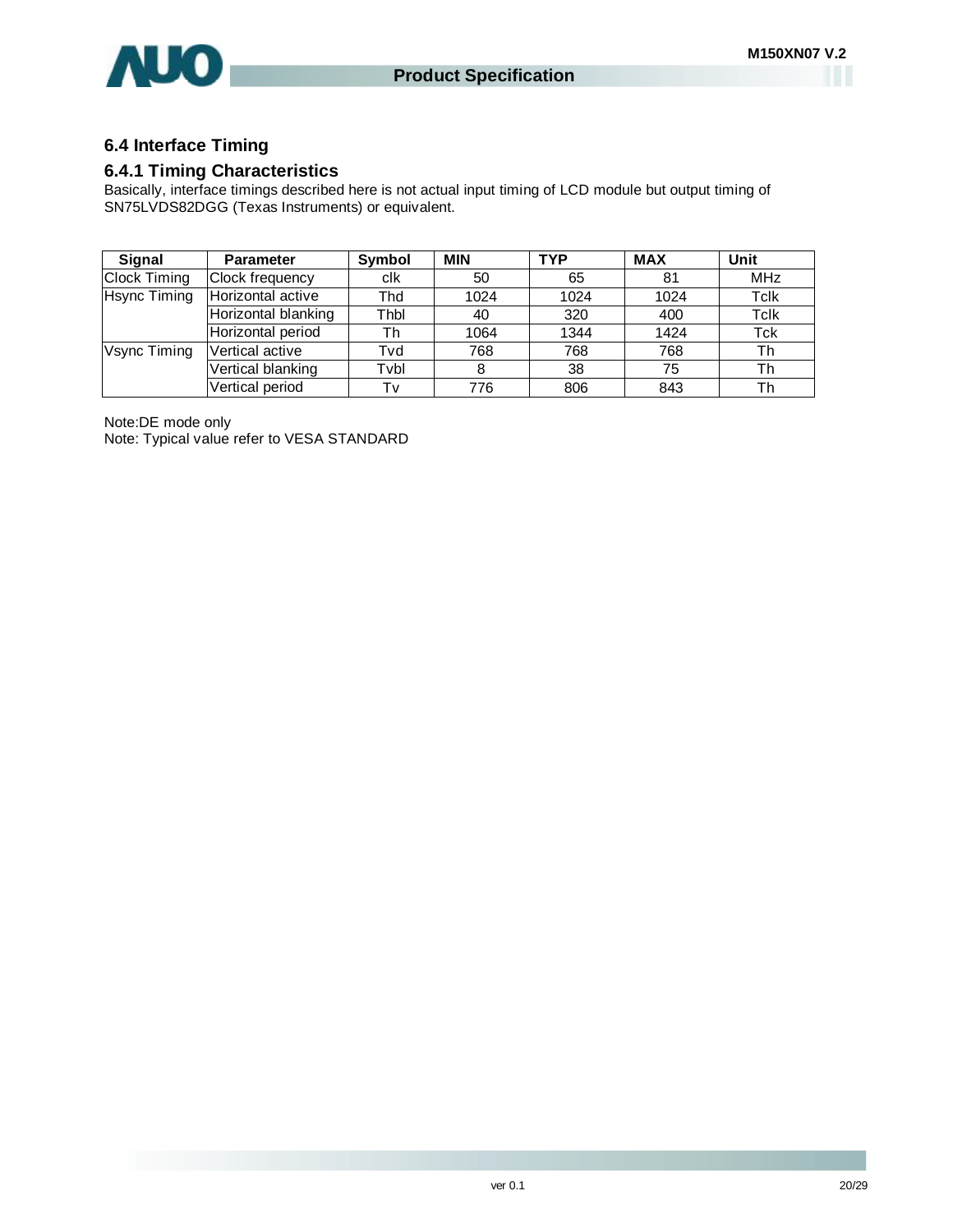## 6.4 Interface Timing

### 6.4.1 Timing Characteristics

Basically, interface timings described here is not actual input timing of LCD module but output timing of SN75LVDS82DGG (Texas Instruments) or equivalent.

| Signal | Parameter | Symbol | MIN | TYP | MAX | Unit |
|---|---|---|---|---|---|---|
| Clock Timing | Clock frequency | clk | 50 | 65 | 81 | MHz |
| Hsync Timing | Horizontal active | Thd | 1024 | 1024 | 1024 | Tclk |
| | Horizontal blanking | Thbl | 40 | 320 | 400 | Tclk |
| | Horizontal period | Th | 1064 | 1344 | 1424 | Tck |
| Vsync Timing | Vertical active | Tvd | 768 | 768 | 768 | Th |
| | Vertical blanking | Tvbl | 8 | 38 | 75 | Th |
| | Vertical period | Tv | 776 | 806 | 843 | Th |

Note:DE mode only

Note: Typical value refer to VESA STANDARD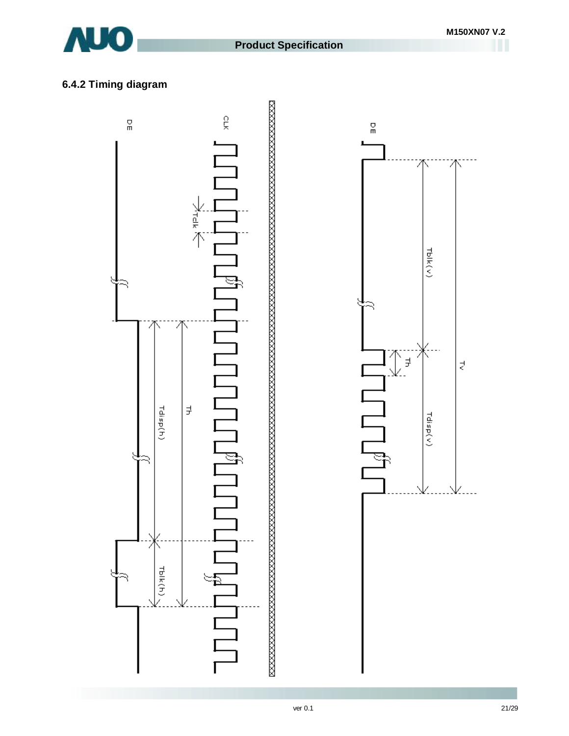### 6.4.2 Timing diagram

DE

CLK

Tclk

Tdisp(h)

Th

Tblk(h)

DE

Tblk(v)

Th

Tv

Tdisp(v)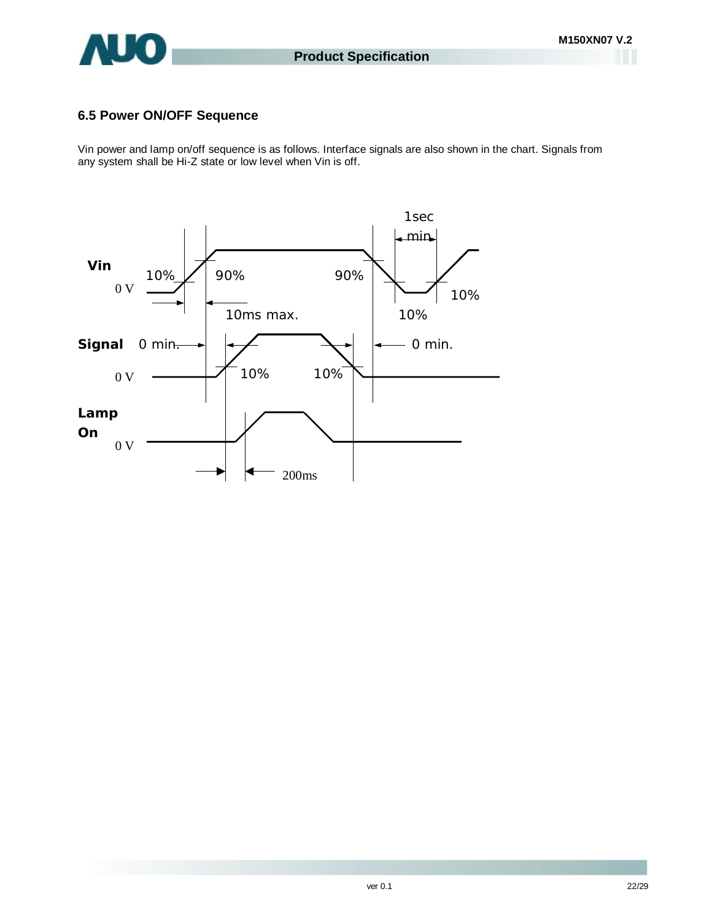### 6.5 Power ON/OFF Sequence

Vin power and lamp on/off sequence is as follows. Interface signals are also shown in the chart. Signals from any system shall be Hi-Z state or low level when Vin is off.

Vin

0 V

10%

90%

90%

1sec min

10%

10%

10ms max.

Signal

0 min.

0 min.

0 V

10%

10%

Lamp On

0 V

200ms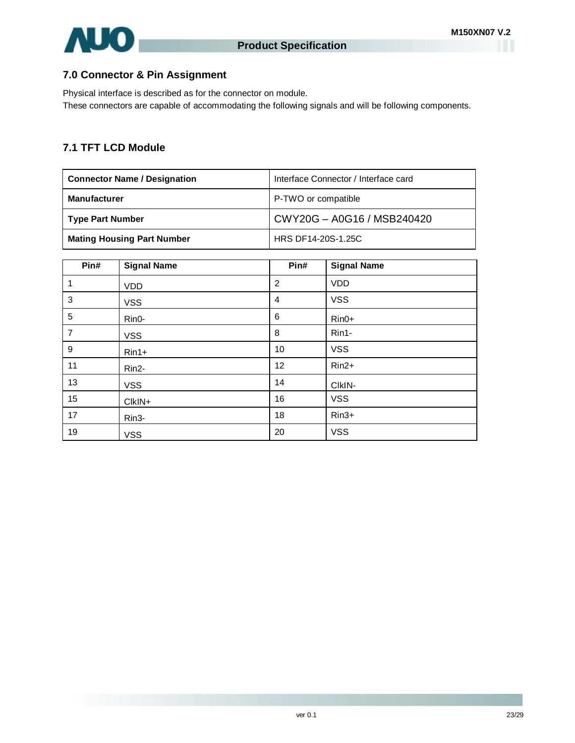## 7.0 Connector & Pin Assignment

Physical interface is described as for the connector on module.
These connectors are capable of accommodating the following signals and will be following components.

### 7.1 TFT LCD Module

| Connector Name / Designation | Interface Connector / Interface card |
|---|---|
| **Manufacturer** | P-TWO or compatible |
| **Type Part Number** | CWY20G – A0G16 / MSB240420 |
| **Mating Housing Part Number** | HRS DF14-20S-1.25C |

| Pin# | Signal Name | Pin# | Signal Name |
|---|---|---|---|
| 1 | VDD | 2 | VDD |
| 3 | VSS | 4 | VSS |
| 5 | Rin0- | 6 | Rin0+ |
| 7 | VSS | 8 | Rin1- |
| 9 | Rin1+ | 10 | VSS |
| 11 | Rin2- | 12 | Rin2+ |
| 13 | VSS | 14 | ClkIN- |
| 15 | ClkIN+ | 16 | VSS |
| 17 | Rin3- | 18 | Rin3+ |
| 19 | VSS | 20 | VSS |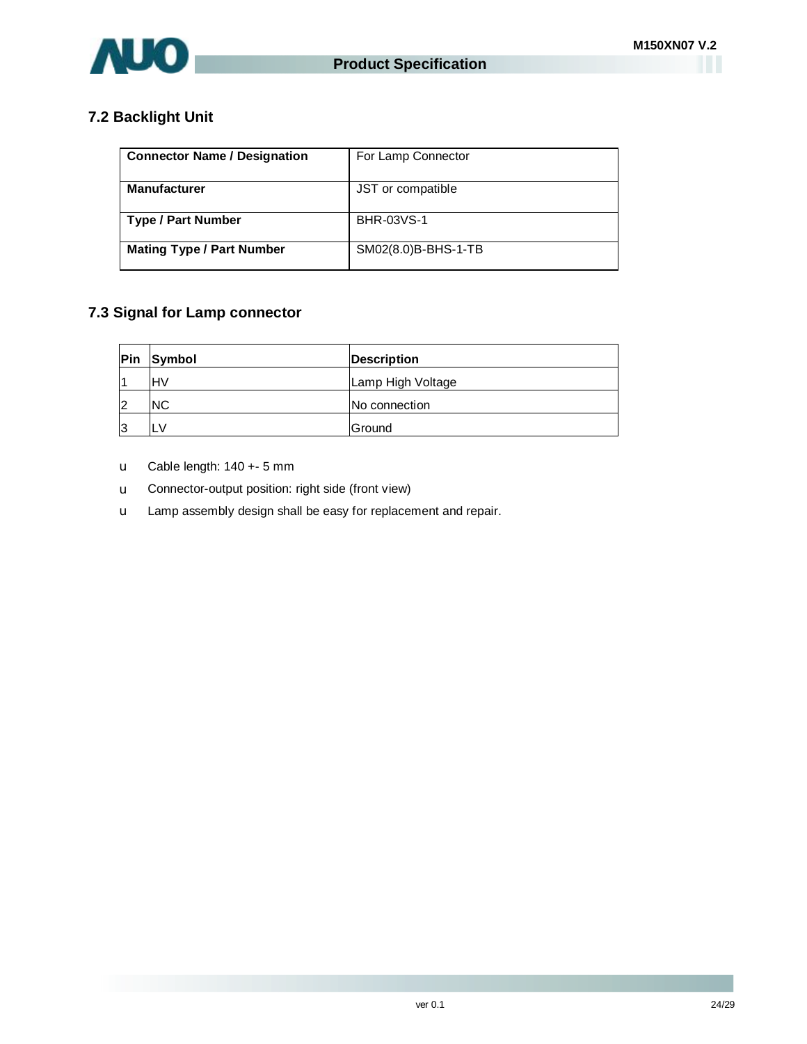## 7.2 Backlight Unit

| Connector Name / Designation | For Lamp Connector |
|---|---|
| Manufacturer | JST or compatible |
| Type / Part Number | BHR-03VS-1 |
| Mating Type / Part Number | SM02(8.0)B-BHS-1-TB |

## 7.3 Signal for Lamp connector

| Pin | Symbol | Description |
|---|---|---|
| 1 | HV | Lamp High Voltage |
| 2 | NC | No connection |
| 3 | LV | Ground |

- Cable length: 140 +- 5 mm
- Connector-output position: right side (front view)
- Lamp assembly design shall be easy for replacement and repair.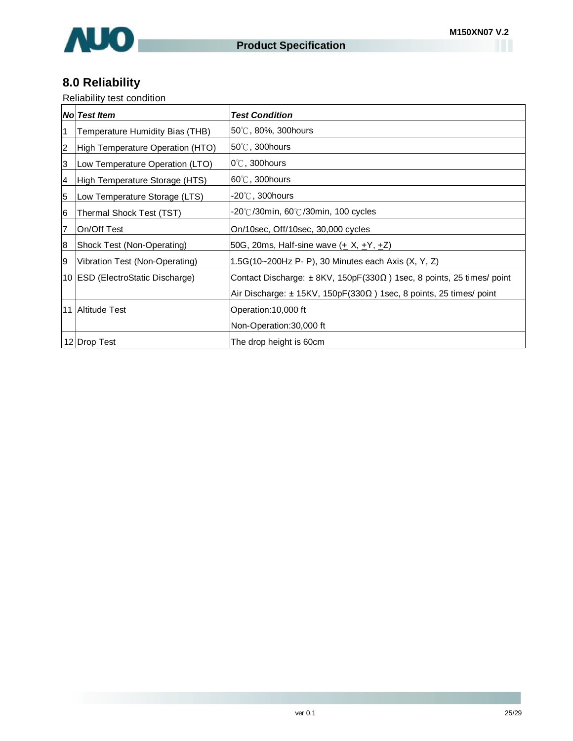## 8.0 Reliability

Reliability test condition

| No | Test Item | Test Condition |
|---|---|---|
| 1 | Temperature Humidity Bias (THB) | 50℃, 80%, 300hours |
| 2 | High Temperature Operation (HTO) | 50℃, 300hours |
| 3 | Low Temperature Operation (LTO) | 0℃, 300hours |
| 4 | High Temperature Storage (HTS) | 60℃, 300hours |
| 5 | Low Temperature Storage (LTS) | -20℃, 300hours |
| 6 | Thermal Shock Test (TST) | -20℃/30min, 60℃/30min, 100 cycles |
| 7 | On/Off Test | On/10sec, Off/10sec, 30,000 cycles |
| 8 | Shock Test (Non-Operating) | 50G, 20ms, Half-sine wave (± X, ±Y, ±Z) |
| 9 | Vibration Test (Non-Operating) | 1.5G(10~200Hz P- P), 30 Minutes each Axis (X, Y, Z) |
| 10 | ESD (ElectroStatic Discharge) | Contact Discharge: ± 8KV, 150pF(330Ω ) 1sec, 8 points, 25 times/ point |
| | | Air Discharge: ± 15KV, 150pF(330Ω ) 1sec, 8 points, 25 times/ point |
| 11 | Altitude Test | Operation:10,000 ft |
| | | Non-Operation:30,000 ft |
| 12 | Drop Test | The drop height is 60cm |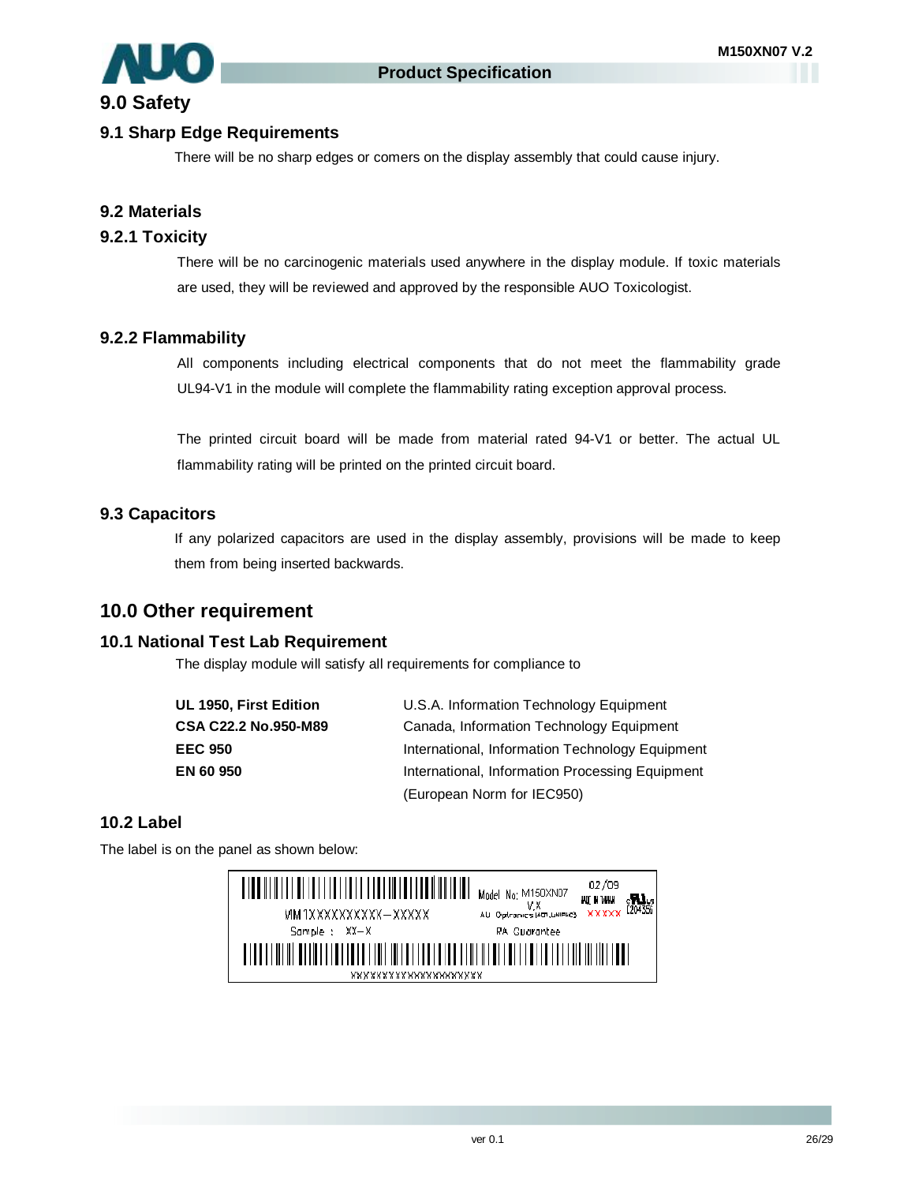# 9.0 Safety

## 9.1 Sharp Edge Requirements

There will be no sharp edges or comers on the display assembly that could cause injury.

## 9.2 Materials

### 9.2.1 Toxicity

There will be no carcinogenic materials used anywhere in the display module. If toxic materials are used, they will be reviewed and approved by the responsible AUO Toxicologist.

### 9.2.2 Flammability

All components including electrical components that do not meet the flammability grade UL94-V1 in the module will complete the flammability rating exception approval process.

The printed circuit board will be made from material rated 94-V1 or better. The actual UL flammability rating will be printed on the printed circuit board.

## 9.3 Capacitors

If any polarized capacitors are used in the display assembly, provisions will be made to keep them from being inserted backwards.

# 10.0 Other requirement

## 10.1 National Test Lab Requirement

The display module will satisfy all requirements for compliance to

| | |
|---|---|
| **UL 1950, First Edition** | U.S.A. Information Technology Equipment |
| **CSA C22.2 No.950-M89** | Canada, Information Technology Equipment |
| **EEC 950** | International, Information Technology Equipment |
| **EN 60 950** | International, Information Processing Equipment (European Norm for IEC950) |

## 10.2 Label

The label is on the panel as shown below:

```
VM1XXXXXXXXXX-XXXXX          Model No: M150XN07     02/09
                                  V.X               MADE IN TAIWAN
                             AU Optronics (AEI...)  XXXXX   E204356
Sample : XX-X                PA Guarantee

XXXXXXXXXXXXXXXXXXXX
```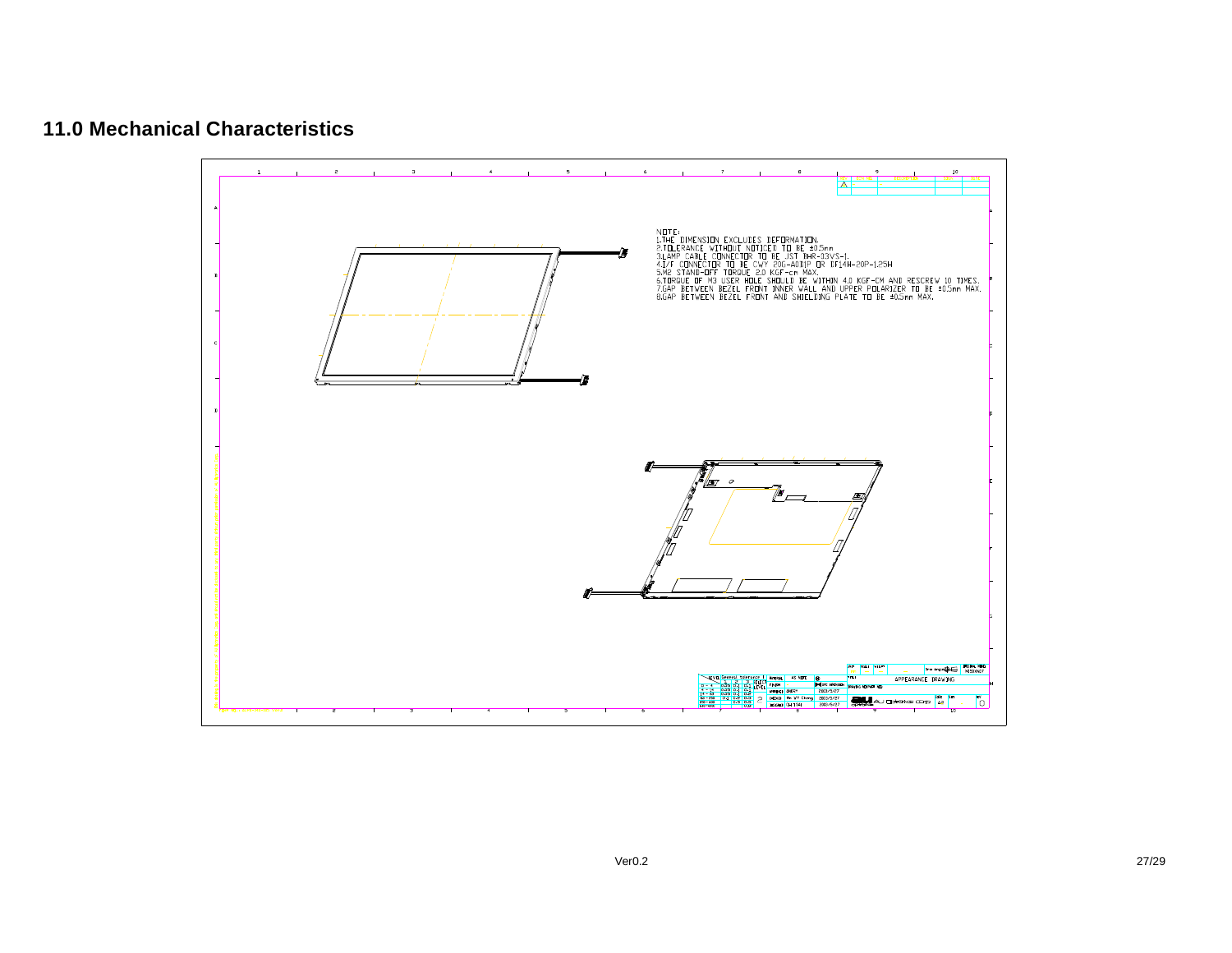## 11.0 Mechanical Characteristics

NOTE:
1.THE DIMENSION EXCLUDES DEFORMATION.
2.TOLERANCE WITHOUT NOTICED TO BE ±0.5mm
3.LAMP CABLE CONNECTOR TO BE JST BHR-03VS-1.
4.I/F CONNECTOR TO BE CWY 20G-A0D1P OR DF14H-20P-1.25H
5.M2 STAND-OFF TORQUE 2.0 KGF-cm MAX.
6.TORQUE OF M3 USER HOLE SHOULD BE WITHIN 4.0 KGF-CM AND RESCREW 10 TIMES.
7.GAP BETWEEN BEZEL FRONT INNER WALL AND UPPER POLARIZER TO BE ±0.5mm MAX.
8.GAP BETWEEN BEZEL FRONT AND SHIELDING PLATE TO BE ±0.5mm MAX.

APPEARANCE DRAWING

AU Optronics Corp.

Ver0.2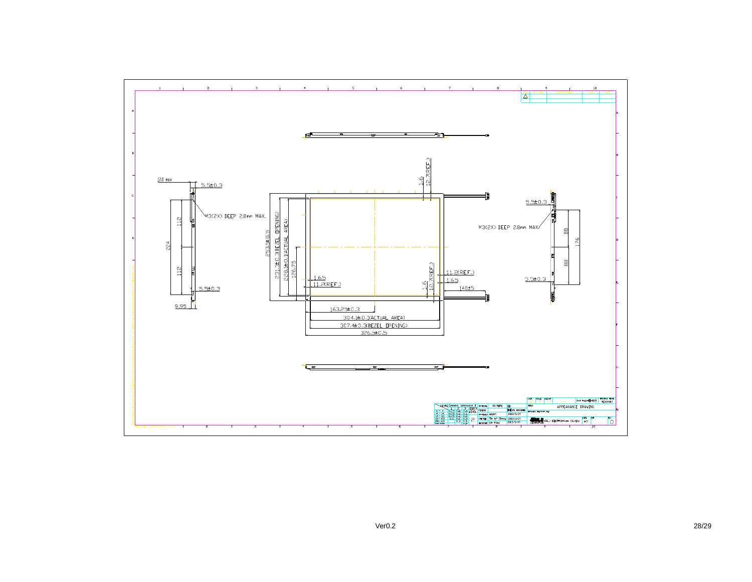12.0 max

5.5±0.3

M3(2X) DEEP 2.8mm MAX.

112

224

112

5.5±0.3

9.95

253.5±0.5

231.3±0.3(BEZEL OPENING)

228.1±0.1(ACTUAL AREA)

126.75

1.6

12.7(REF.)

1.65

11.2(REF.)

11.2(REF.)

1.65

140±5

163.25±0.3

304.1±0.3(ACTUAL AREA)

307.4±0.3(BEZEL OPENING)

326.5±0.5

5.5±0.3

M3(2X) DEEP 2.8mm MAX

88

176

88

5.5±0.3

APPEARANCE DRAWING

Ver0.2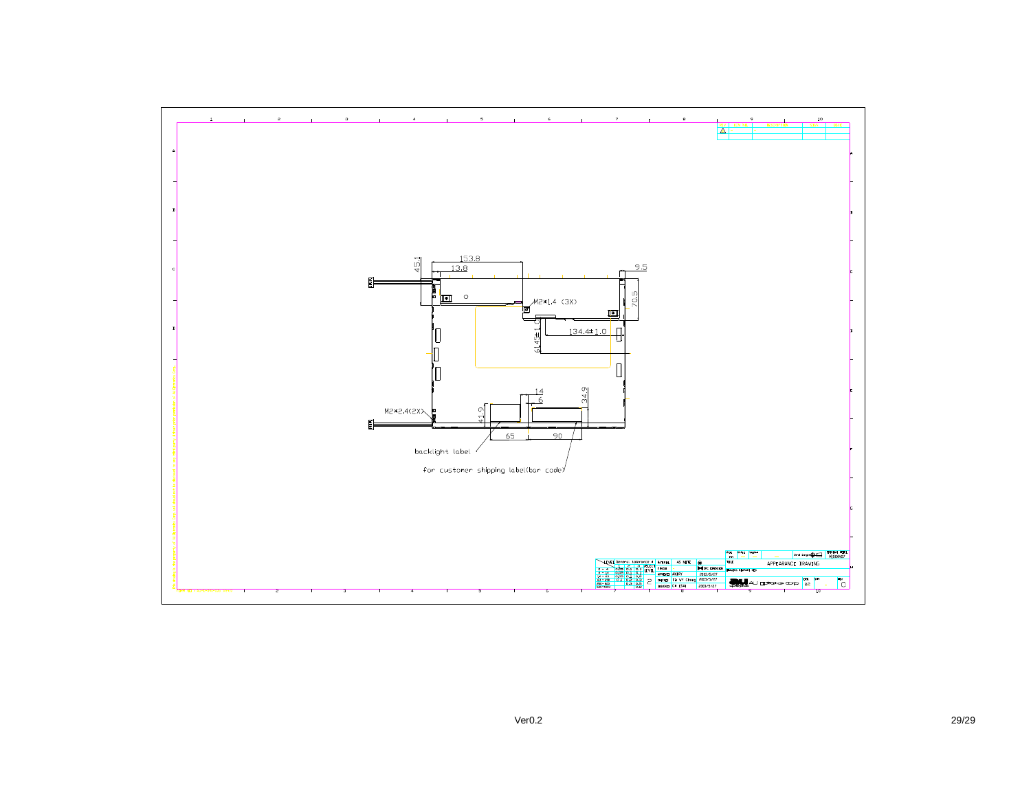153.8

13.8

45.1

9.5

70.5

M2*1.4 (3X)

134.4±1.0

61.45±1.0

14

6

34.9

41.9

M2*2.4(2X)

65

90

backlight label

for customer shipping label(bar code)

APPEARANCE DRAWING

AS NOTE

2003/5/27

C